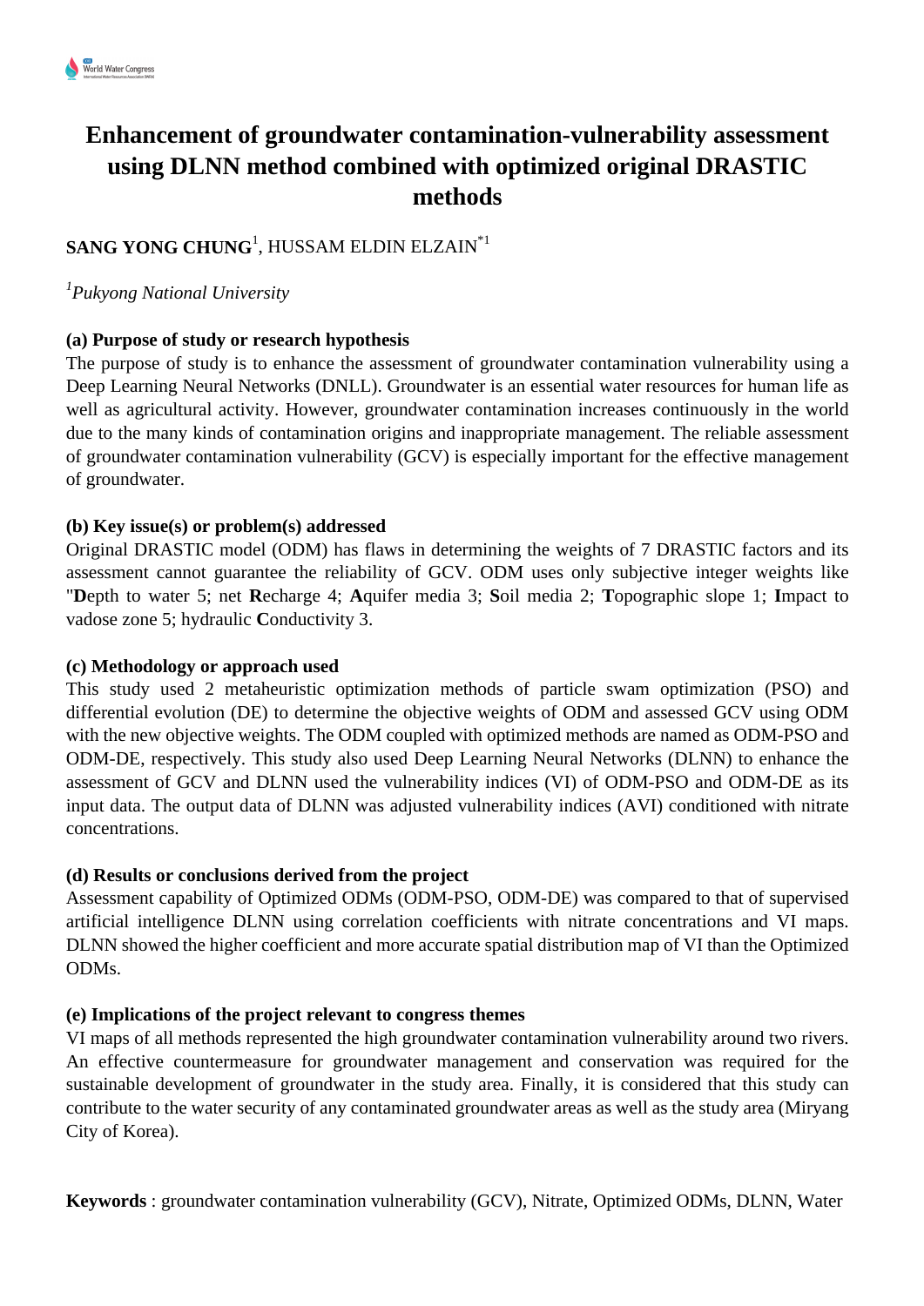# Enhancement of groundwater contamination-vulnerability assessment using DLNN method combined with optimized original DRASTIC methods

**SANG YONG CHUNG**[1], HUSSAM ELDIN ELZAIN[*1]

[1]*Pukyong National University*

**(a) Purpose of study or research hypothesis**

The purpose of study is to enhance the assessment of groundwater contamination vulnerability using a Deep Learning Neural Networks (DNLL). Groundwater is an essential water resources for human life as well as agricultural activity. However, groundwater contamination increases continuously in the world due to the many kinds of contamination origins and inappropriate management. The reliable assessment of groundwater contamination vulnerability (GCV) is especially important for the effective management of groundwater.

**(b) Key issue(s) or problem(s) addressed**

Original DRASTIC model (ODM) has flaws in determining the weights of 7 DRASTIC factors and its assessment cannot guarantee the reliability of GCV. ODM uses only subjective integer weights like "**D**epth to water 5; net **R**echarge 4; **A**quifer media 3; **S**oil media 2; **T**opographic slope 1; **I**mpact to vadose zone 5; hydraulic **C**onductivity 3.

**(c) Methodology or approach used**

This study used 2 metaheuristic optimization methods of particle swam optimization (PSO) and differential evolution (DE) to determine the objective weights of ODM and assessed GCV using ODM with the new objective weights. The ODM coupled with optimized methods are named as ODM-PSO and ODM-DE, respectively. This study also used Deep Learning Neural Networks (DLNN) to enhance the assessment of GCV and DLNN used the vulnerability indices (VI) of ODM-PSO and ODM-DE as its input data. The output data of DLNN was adjusted vulnerability indices (AVI) conditioned with nitrate concentrations.

**(d) Results or conclusions derived from the project**

Assessment capability of Optimized ODMs (ODM-PSO, ODM-DE) was compared to that of supervised artificial intelligence DLNN using correlation coefficients with nitrate concentrations and VI maps. DLNN showed the higher coefficient and more accurate spatial distribution map of VI than the Optimized ODMs.

**(e) Implications of the project relevant to congress themes**

VI maps of all methods represented the high groundwater contamination vulnerability around two rivers. An effective countermeasure for groundwater management and conservation was required for the sustainable development of groundwater in the study area. Finally, it is considered that this study can contribute to the water security of any contaminated groundwater areas as well as the study area (Miryang City of Korea).

**Keywords** : groundwater contamination vulnerability (GCV), Nitrate, Optimized ODMs, DLNN, Water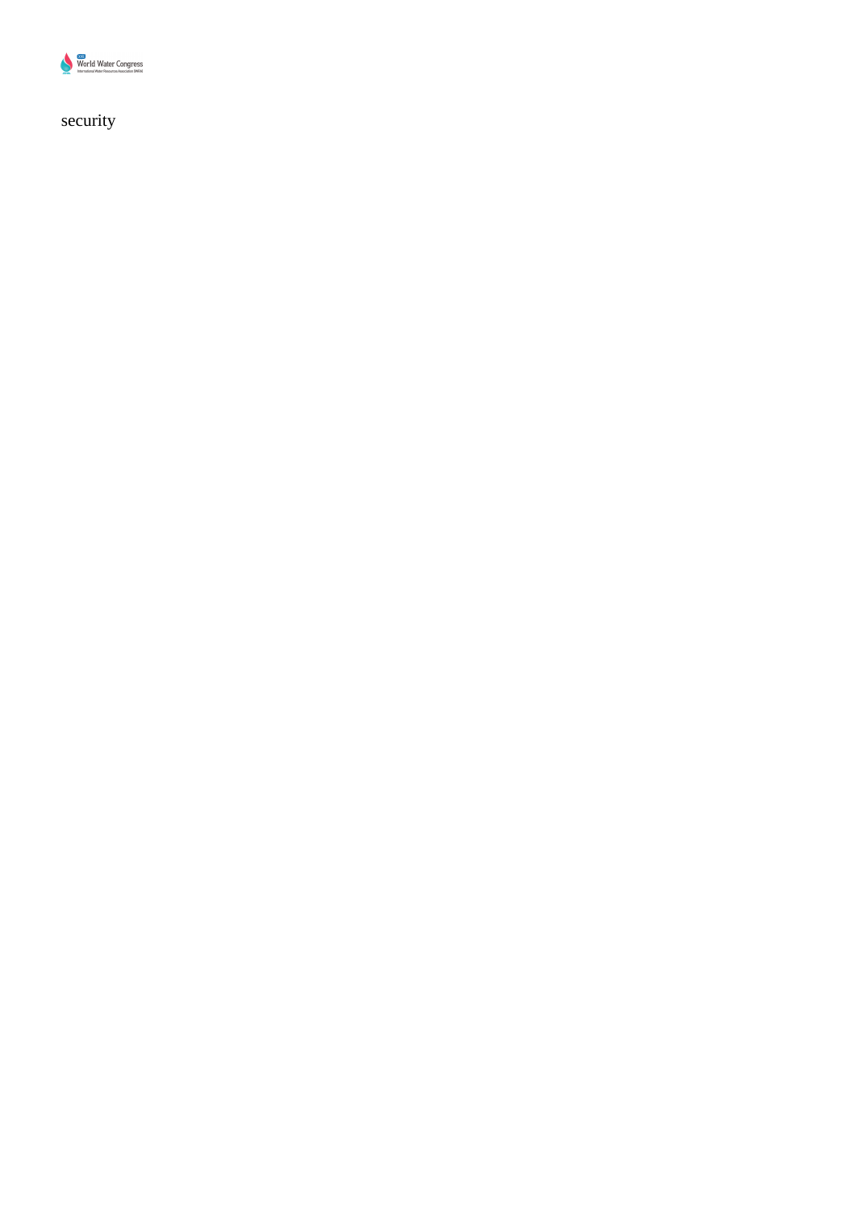security